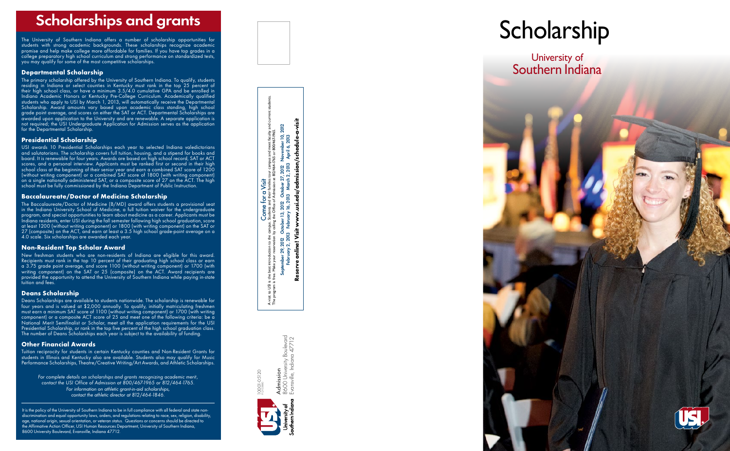# Scholarships and grants

The University of Southern Indiana offers a number of scholarship opportunities for students with strong academic backgrounds. These scholarships recognize academic promise and help make college more affordable for families. If you have top grades in a college preparatory high school curriculum and strong performance on standardized tests, you may qualify for some of the most competitive scholarships.

## Departmental Scholarship

The primary scholarship offered by the University of Southern Indiana. To qualify, students residing in Indiana or select counties in Kentucky must rank in the top 25 percent of their high school class, or have a minimum 3.5/4.0 cumulative GPA and be enrolled in Indiana Academic Honors or Kentucky Pre-College Curriculum. Academically qualified students who apply to USI by March 1, 2013, will automatically receive the Departmental Scholarship. Award amounts vary based upon academic class standing, high school grade point average, and scores on either the SAT or ACT. Departmental Scholarships are awarded upon application to the University and are renewable. A separate application is not required; the USI Undergraduate Application for Admission serves as the application for the Departmental Scholarship.

## Presidential Scholarship

USI awards 10 Presidential Scholarships each year to selected Indiana valedictorians and salutatorians. The scholarship covers full tuition, housing, and a stipend for books and board. It is renewable for four years. Awards are based on high school record, SAT or ACT scores, and a personal interview. Applicants must be ranked first or second in their high school class at the beginning of their senior year and earn a combined SAT score of 1200 (without writing component) or a combined SAT score of 1800 (with writing component) on a single nationally administered SAT, or a composite score of 27 on the ACT. The high school must be fully commissioned by the Indiana Department of Public Instruction.

## Baccalaureate/Doctor of Medicine Scholarship

The Baccalaureate/Doctor of Medicine (B/MD) award offers students a provisional seat in the Indiana University School of Medicine, a full tuition waiver for the undergraduate program, and special opportunities to learn about medicine as a career. Applicants must be Indiana residents, enter USI during the fall semester following high school graduation, score at least 1200 (without writing component) or 1800 (with writing component) on the SAT or 27 (composite) on the ACT, and earn at least a 3.5 high school grade-point average on a 4.0 scale. Six scholarships are awarded each year.

## Non-Resident Top Scholar Award

New freshman students who are non-residents of Indiana are eligible for this award. Recipients must rank in the top 10 percent of their graduating high school class or earn a 3.75 grade point average, and score 1100 (without writing component) or 1700 (with writing component) on the SAT or 25 (composite) on the ACT. Award recipients are provided the opportunity to attend the University of Southern Indiana while paying in-state tuition and fees.

## Deans Scholarship

Deans Scholarships are available to students nationwide. The scholarship is renewable for four years and is valued at $2,000 annually. To qualify, initially matriculating freshmen must earn a minimum SAT score of 1100 (without writing component) or 1700 (with writing component) or a composite ACT score of 25 and meet one of the following criteria: be a National Merit Semifinalist or Scholar, meet all the application requirements for the USI Presidential Scholarship, or rank in the top five percent of the high school graduation class. The number of Deans Scholarships each year is subject to the availability of funding.

## Other Financial Awards

Tuition reciprocity for students in certain Kentucky counties and Non-Resident Grants for students in Illinois and Kentucky also are available. Students also may qualify for Music Performance Scholarships, Theatre/Creative Writing/Art Awards, and Athletic Scholarships.

*For complete details on scholarships and grants recognizing academic merit, contact the USI Office of Admission at 800/467-1965 or 812/464-1765. For information on athletic grant-in-aid scholarships, contact the athletic director at 812/464-1846.*

It is the policy of the University of Southern Indiana to be in full compliance with all federal and state non-discrimination and equal opportunity laws, orders, and regulations relating to race, sex, religion, disability, age, national origin, sexual orientation, or veteran status. Questions or concerns should be directed to the Affirmative Action Officer, USI Human Resources Department, University of Southern Indiana, 8600 University Boulevard, Evansville, Indiana 47712.

## Come for a Visit

A visit to USI is the best introduction to the campus. Students and their families tour campus and meet faculty and current students. The program is free. Make your reservation by calling the Office of Admission at 812/464-1765 or 800/467-1965.

**September 29, 2012 October 13, 2012 October 27, 2012 November 10, 2012**
**February 2, 2013 February 16, 2013 March 2, 2013 April 6, 2013**

**Reserve online! Visit www.usi.edu/admission/schedule-a-visit**

University of Southern Indiana
Admission
8600 University Boulevard
Evansville, Indiana 47712

10001-05120

# Scholarship

University of Southern Indiana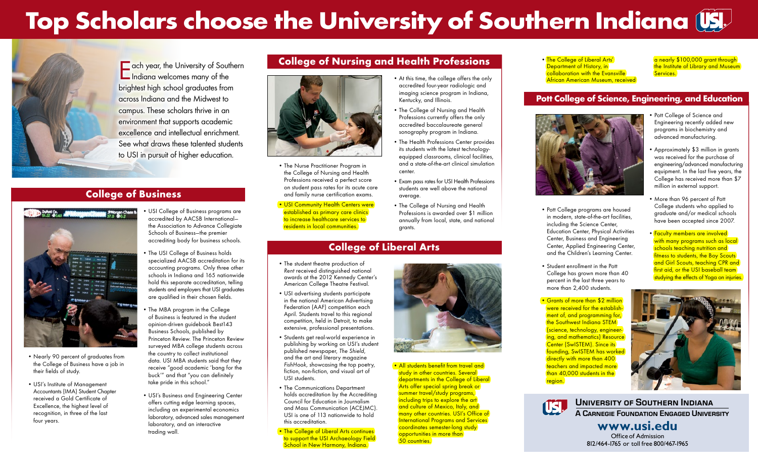# Top Scholars choose the University of Southern Indiana

Each year, the University of Southern Indiana welcomes many of the brightest high school graduates from across Indiana and the Midwest to campus. These scholars thrive in an environment that supports academic excellence and intellectual enrichment. See what draws these talented students to USI in pursuit of higher education.

## College of Business

- Nearly 90 percent of graduates from the College of Business have a job in their fields of study.
- USI's Institute of Management Accountants (IMA) Student Chapter received a Gold Certificate of Excellence, the highest level of recognition, in three of the last four years.
- USI College of Business programs are accredited by AACSB International—the Association to Advance Collegiate Schools of Business—the premier accrediting body for business schools.
- The USI College of Business holds specialized AACSB accreditation for its accounting programs. Only three other schools in Indiana and 165 nationwide hold this separate accreditation, telling students and employers that USI graduates are qualified in their chosen fields.
- The MBA program in the College of Business is featured in the student opinion-driven guidebook Best143 Business Schools, published by Princeton Review. The Princeton Review surveyed MBA college students across the country to collect institutional data. USI MBA students said that they receive "good academic 'bang for the buck'" and that "you can definitely take pride in this school."
- USI's Business and Engineering Center offers cutting edge learning spaces, including an experimental economics laboratory, advanced sales management laboratory, and an interactive trading wall.

## College of Nursing and Health Professions

- The Nurse Practitioner Program in the College of Nursing and Health Professions received a perfect score on student pass rates for its acute care and family nurse certification exams.
- USI Community Health Centers were established as primary care clinics to increase healthcare services to residents in local communities.
- At this time, the college offers the only accredited four-year radiologic and imaging science program in Indiana, Kentucky, and Illinois.
- The College of Nursing and Health Professions currently offers the only accredited baccalaureate general sonography program in Indiana.
- The Health Professions Center provides its students with the latest technology-equipped classrooms, clinical facilities, and a state-of-the-art clinical simulation center.
- Exam pass rates for USI Health Professions students are well above the national average.
- The College of Nursing and Health Professions is awarded over $1 million annually from local, state, and national grants.

## College of Liberal Arts

- The student theatre production of *Rent* received distinguished national awards at the 2012 Kennedy Center's American College Theatre Festival.
- USI advertising students participate in the national American Advertising Federation (AAF) competition each April. Students travel to this regional competition, held in Detroit, to make extensive, professional presentations.
- Students get real-world experience in publishing by working on USI's student published newspaper, *The Shield*, and the art and literary magazine *FishHook*, showcasing the top poetry, fiction, non-fiction, and visual art of USI students.
- The Communications Department holds accreditation by the Accrediting Council for Education in Journalism and Mass Communication (ACEJMC). USI is one of 113 nationwide to hold this accreditation.
- The College of Liberal Arts continues to support the USI Archaeology Field School in New Harmony, Indiana.
- All students benefit from travel and study in other countries. Several departments in the College of Liberal Arts offer special spring break or summer travel/study programs, including trips to explore the art and culture of Mexico, Italy, and many other countries. USI's Office of International Programs and Services coordinates semester-long study opportunities in more than 50 countries.
- The College of Liberal Arts' Department of History, in collaboration with the Evansville African American Museum, received a nearly $100,000 grant through the Institute of Library and Museum Services.

## Pott College of Science, Engineering, and Education

- Pott College programs are housed in modern, state-of-the-art facilities, including the Science Center, Education Center, Physical Activities Center, Business and Engineering Center, Applied Engineering Center, and the Children's Learning Center.
- Student enrollment in the Pott College has grown more than 40 percent in the last three years to more than 2,400 students.
- Grants of more than $2 million were received for the establishment of, and programming for, the Southwest Indiana STEM (science, technology, engineering, and mathematics) Resource Center (SwISTEM). Since its founding, SwISTEM has worked directly with more than 400 teachers and impacted more than 40,000 students in the region.
- Pott College of Science and Engineering recently added new programs in biochemistry and advanced manufacturing.
- Approximately $3 million in grants was received for the purchase of engineering/advanced manufacturing equipment. In the last five years, the College has received more than $7 million in external support.
- More than 96 percent of Pott College students who applied to graduate and/or medical schools have been accepted since 2007.
- Faculty members are involved with many programs such as local schools teaching nutrition and fitness to students, the Boy Scouts and Girl Scouts, teaching CPR and first aid, or the USI baseball team studying the effects of Yoga on injuries.

**University of Southern Indiana**
**A Carnegie Foundation Engaged University**

**www.usi.edu**
Office of Admission
812/464-1765 or toll free 800/467-1965